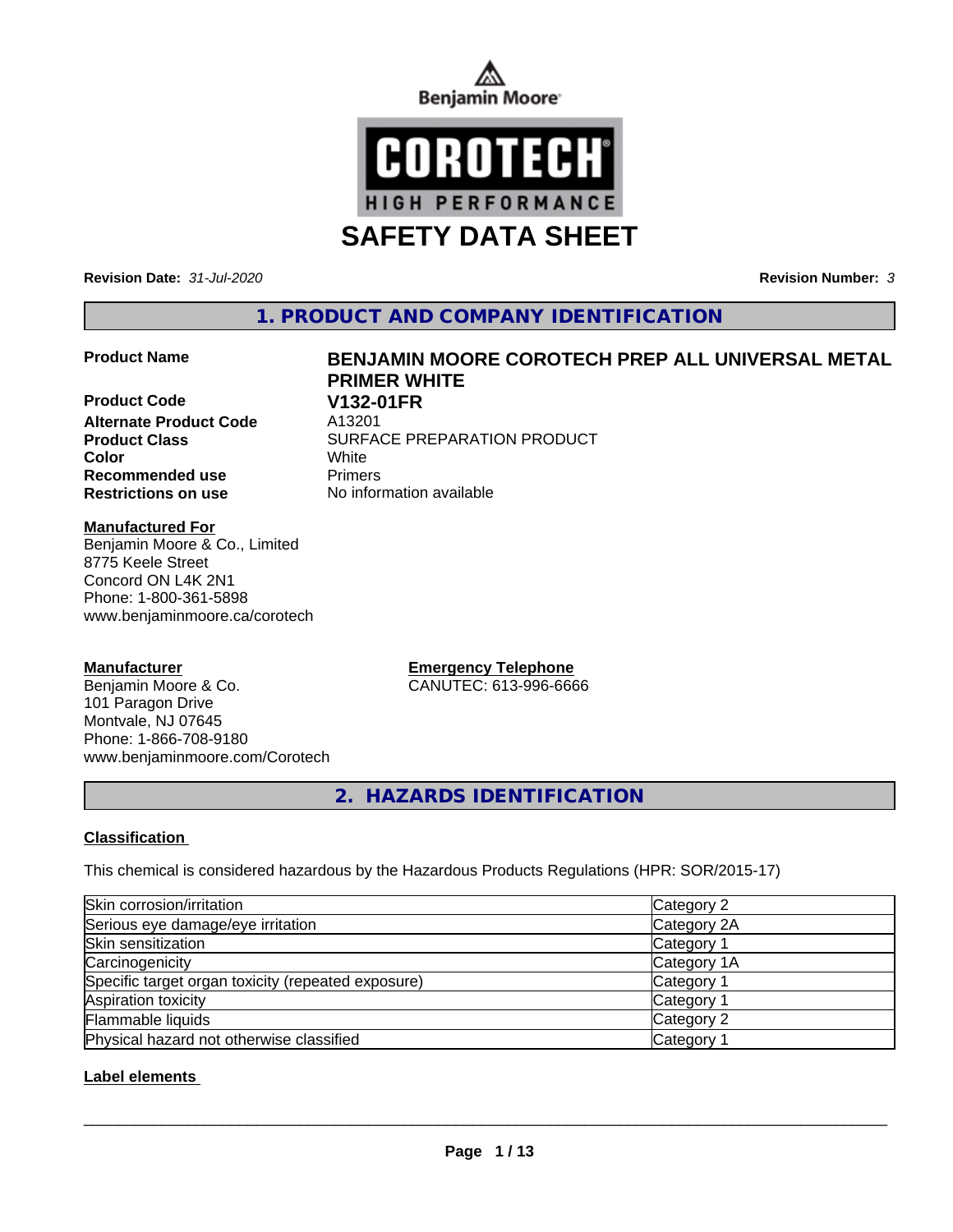Benjamin Moore

COROTECH®
HIGH PERFORMANCE

# SAFETY DATA SHEET

**Revision Date:** *31-Jul-2020*

**Revision Number:** *3*

## 1. PRODUCT AND COMPANY IDENTIFICATION

| | |
|---|---|
| **Product Name** | **BENJAMIN MOORE COROTECH PREP ALL UNIVERSAL METAL PRIMER WHITE** |
| **Product Code** | **V132-01FR** |
| **Alternate Product Code** | A13201 |
| **Product Class** | SURFACE PREPARATION PRODUCT |
| **Color** | White |
| **Recommended use** | Primers |
| **Restrictions on use** | No information available |

**Manufactured For**
Benjamin Moore & Co., Limited
8775 Keele Street
Concord ON L4K 2N1
Phone: 1-800-361-5898
www.benjaminmoore.ca/corotech

**Manufacturer**
Benjamin Moore & Co.
101 Paragon Drive
Montvale, NJ 07645
Phone: 1-866-708-9180
www.benjaminmoore.com/Corotech

**Emergency Telephone**
CANUTEC: 613-996-6666

## 2. HAZARDS IDENTIFICATION

**Classification**

This chemical is considered hazardous by the Hazardous Products Regulations (HPR: SOR/2015-17)

| | |
|---|---|
| Skin corrosion/irritation | Category 2 |
| Serious eye damage/eye irritation | Category 2A |
| Skin sensitization | Category 1 |
| Carcinogenicity | Category 1A |
| Specific target organ toxicity (repeated exposure) | Category 1 |
| Aspiration toxicity | Category 1 |
| Flammable liquids | Category 2 |
| Physical hazard not otherwise classified | Category 1 |

**Label elements**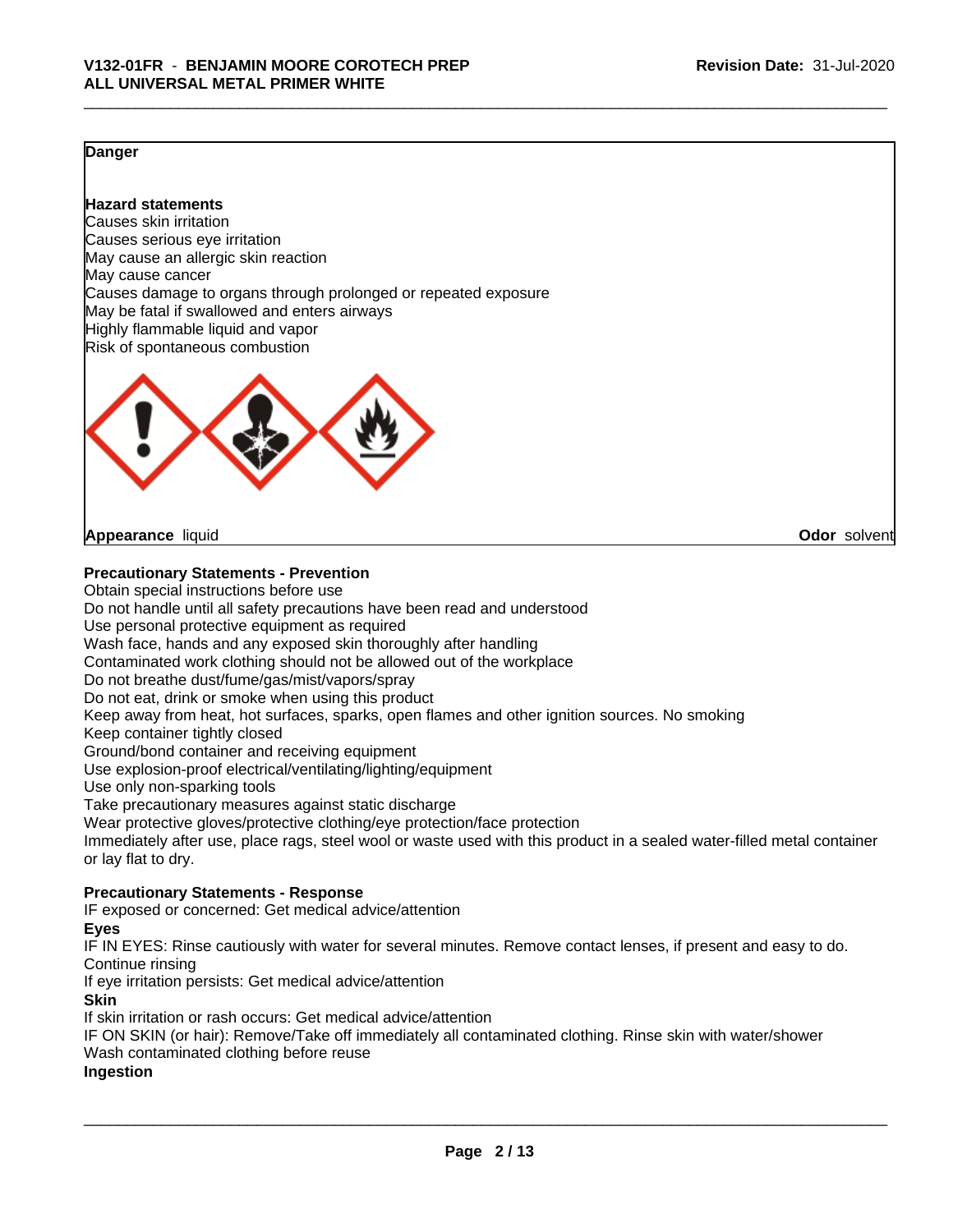**Danger**

**Hazard statements**
Causes skin irritation
Causes serious eye irritation
May cause an allergic skin reaction
May cause cancer
Causes damage to organs through prolonged or repeated exposure
May be fatal if swallowed and enters airways
Highly flammable liquid and vapor
Risk of spontaneous combustion

**Appearance** liquid **Odor** solvent

**Precautionary Statements - Prevention**
Obtain special instructions before use
Do not handle until all safety precautions have been read and understood
Use personal protective equipment as required
Wash face, hands and any exposed skin thoroughly after handling
Contaminated work clothing should not be allowed out of the workplace
Do not breathe dust/fume/gas/mist/vapors/spray
Do not eat, drink or smoke when using this product
Keep away from heat, hot surfaces, sparks, open flames and other ignition sources. No smoking
Keep container tightly closed
Ground/bond container and receiving equipment
Use explosion-proof electrical/ventilating/lighting/equipment
Use only non-sparking tools
Take precautionary measures against static discharge
Wear protective gloves/protective clothing/eye protection/face protection
Immediately after use, place rags, steel wool or waste used with this product in a sealed water-filled metal container or lay flat to dry.

**Precautionary Statements - Response**
IF exposed or concerned: Get medical advice/attention
**Eyes**
IF IN EYES: Rinse cautiously with water for several minutes. Remove contact lenses, if present and easy to do. Continue rinsing
If eye irritation persists: Get medical advice/attention
**Skin**
If skin irritation or rash occurs: Get medical advice/attention
IF ON SKIN (or hair): Remove/Take off immediately all contaminated clothing. Rinse skin with water/shower
Wash contaminated clothing before reuse
**Ingestion**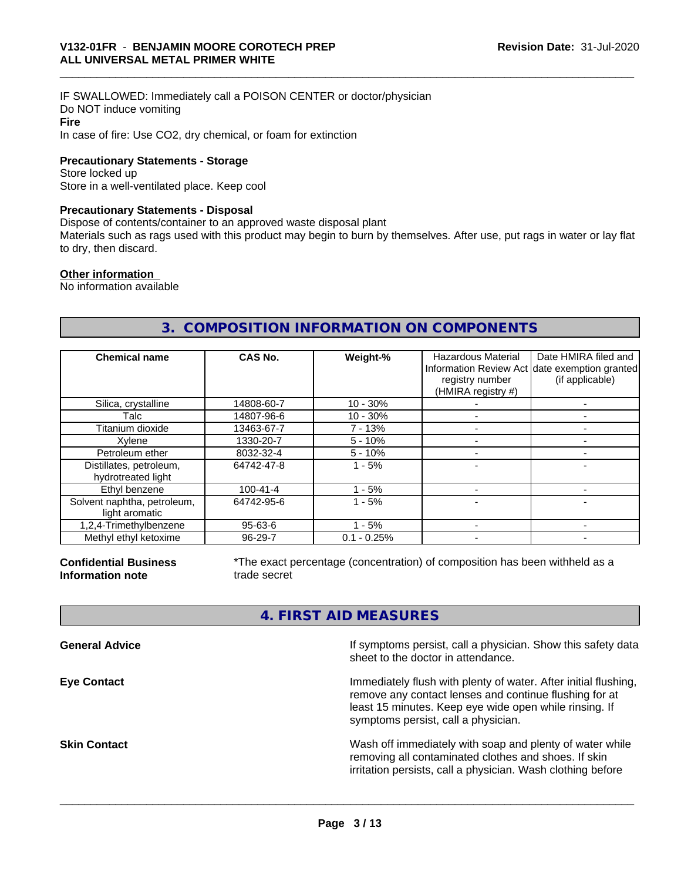IF SWALLOWED: Immediately call a POISON CENTER or doctor/physician
Do NOT induce vomiting

**Fire**

In case of fire: Use CO2, dry chemical, or foam for extinction

**Precautionary Statements - Storage**

Store locked up
Store in a well-ventilated place. Keep cool

**Precautionary Statements - Disposal**

Dispose of contents/container to an approved waste disposal plant
Materials such as rags used with this product may begin to burn by themselves. After use, put rags in water or lay flat to dry, then discard.

**Other information**

No information available

## 3. COMPOSITION INFORMATION ON COMPONENTS

| Chemical name | CAS No. | Weight-% | Hazardous Material Information Review Act registry number (HMIRA registry #) | Date HMIRA filed and date exemption granted (if applicable) |
|---|---|---|---|---|
| Silica, crystalline | 14808-60-7 | 10 - 30% | - | - |
| Talc | 14807-96-6 | 10 - 30% | - | - |
| Titanium dioxide | 13463-67-7 | 7 - 13% | - | - |
| Xylene | 1330-20-7 | 5 - 10% | - | - |
| Petroleum ether | 8032-32-4 | 5 - 10% | - | - |
| Distillates, petroleum, hydrotreated light | 64742-47-8 | 1 - 5% | - | - |
| Ethyl benzene | 100-41-4 | 1 - 5% | - | - |
| Solvent naphtha, petroleum, light aromatic | 64742-95-6 | 1 - 5% | - | - |
| 1,2,4-Trimethylbenzene | 95-63-6 | 1 - 5% | - | - |
| Methyl ethyl ketoxime | 96-29-7 | 0.1 - 0.25% | - | - |

**Confidential Business Information note**

*The exact percentage (concentration) of composition has been withheld as a trade secret

## 4. FIRST AID MEASURES

**General Advice**

If symptoms persist, call a physician. Show this safety data sheet to the doctor in attendance.

**Eye Contact**

Immediately flush with plenty of water. After initial flushing, remove any contact lenses and continue flushing for at least 15 minutes. Keep eye wide open while rinsing. If symptoms persist, call a physician.

**Skin Contact**

Wash off immediately with soap and plenty of water while removing all contaminated clothes and shoes. If skin irritation persists, call a physician. Wash clothing before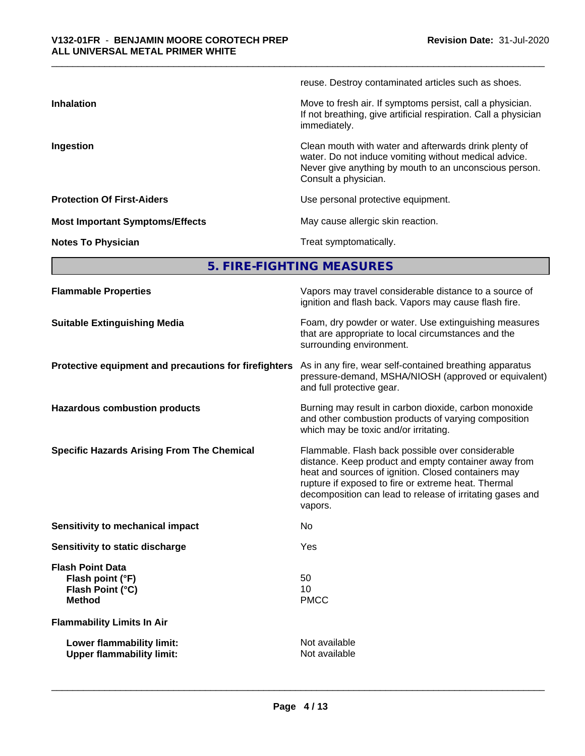reuse. Destroy contaminated articles such as shoes.

| | |
|---|---|
| **Inhalation** | Move to fresh air. If symptoms persist, call a physician. If not breathing, give artificial respiration. Call a physician immediately. |
| **Ingestion** | Clean mouth with water and afterwards drink plenty of water. Do not induce vomiting without medical advice. Never give anything by mouth to an unconscious person. Consult a physician. |
| **Protection Of First-Aiders** | Use personal protective equipment. |
| **Most Important Symptoms/Effects** | May cause allergic skin reaction. |
| **Notes To Physician** | Treat symptomatically. |

## 5. FIRE-FIGHTING MEASURES

| | |
|---|---|
| **Flammable Properties** | Vapors may travel considerable distance to a source of ignition and flash back. Vapors may cause flash fire. |
| **Suitable Extinguishing Media** | Foam, dry powder or water. Use extinguishing measures that are appropriate to local circumstances and the surrounding environment. |
| **Protective equipment and precautions for firefighters** | As in any fire, wear self-contained breathing apparatus pressure-demand, MSHA/NIOSH (approved or equivalent) and full protective gear. |
| **Hazardous combustion products** | Burning may result in carbon dioxide, carbon monoxide and other combustion products of varying composition which may be toxic and/or irritating. |
| **Specific Hazards Arising From The Chemical** | Flammable. Flash back possible over considerable distance. Keep product and empty container away from heat and sources of ignition. Closed containers may rupture if exposed to fire or extreme heat. Thermal decomposition can lead to release of irritating gases and vapors. |
| **Sensitivity to mechanical impact** | No |
| **Sensitivity to static discharge** | Yes |

**Flash Point Data**

| | |
|---|---|
| **Flash point (°F)** | 50 |
| **Flash Point (°C)** | 10 |
| **Method** | PMCC |

**Flammability Limits In Air**

| | |
|---|---|
| **Lower flammability limit:** | Not available |
| **Upper flammability limit:** | Not available |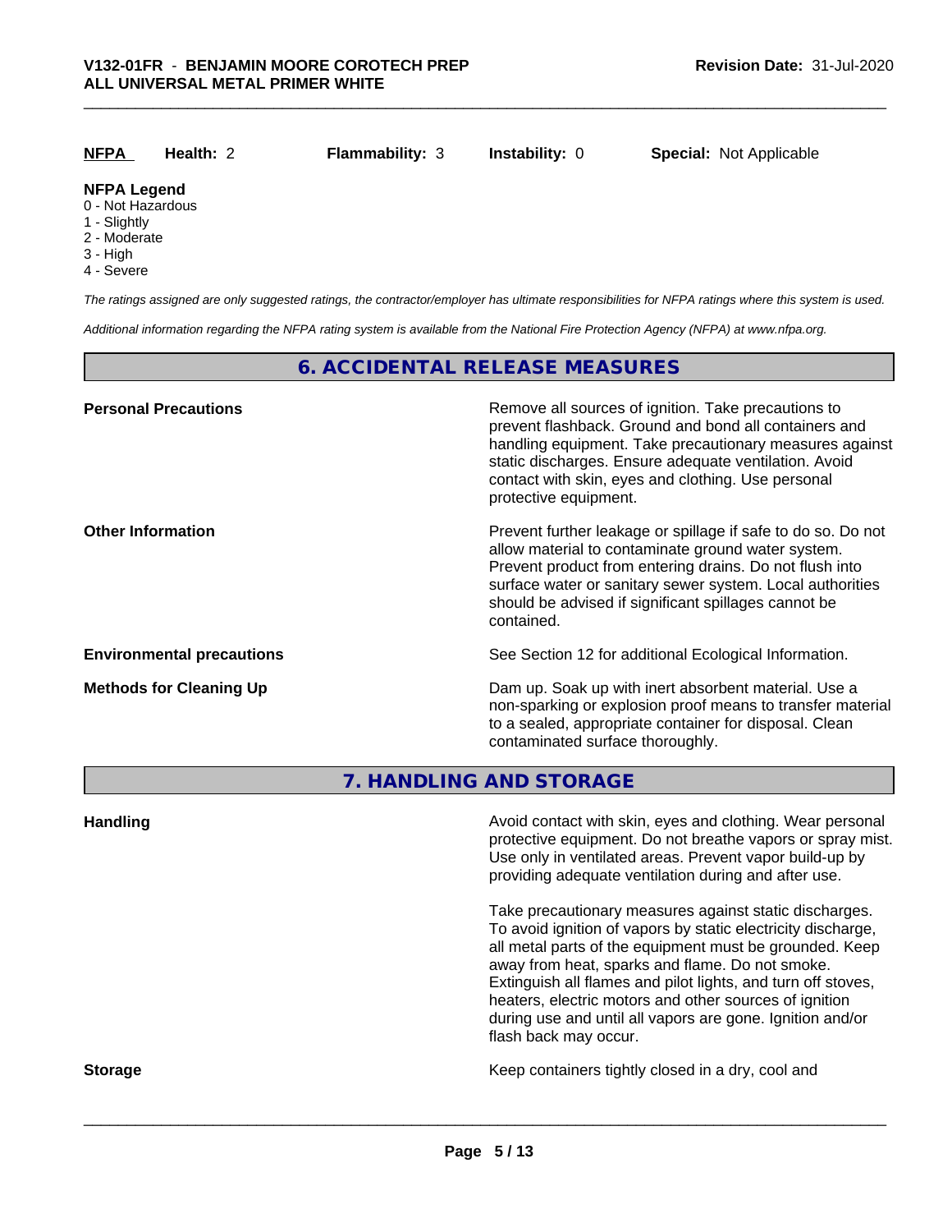| NFPA | Health: 2 | Flammability: 3 | Instability: 0 | Special: Not Applicable |
|---|---|---|---|---|

**NFPA Legend**
0 - Not Hazardous
1 - Slightly
2 - Moderate
3 - High
4 - Severe

*The ratings assigned are only suggested ratings, the contractor/employer has ultimate responsibilities for NFPA ratings where this system is used.*

*Additional information regarding the NFPA rating system is available from the National Fire Protection Agency (NFPA) at www.nfpa.org.*

## 6. ACCIDENTAL RELEASE MEASURES

**Personal Precautions**

Remove all sources of ignition. Take precautions to prevent flashback. Ground and bond all containers and handling equipment. Take precautionary measures against static discharges. Ensure adequate ventilation. Avoid contact with skin, eyes and clothing. Use personal protective equipment.

**Other Information**

Prevent further leakage or spillage if safe to do so. Do not allow material to contaminate ground water system. Prevent product from entering drains. Do not flush into surface water or sanitary sewer system. Local authorities should be advised if significant spillages cannot be contained.

**Environmental precautions**

See Section 12 for additional Ecological Information.

**Methods for Cleaning Up**

Dam up. Soak up with inert absorbent material. Use a non-sparking or explosion proof means to transfer material to a sealed, appropriate container for disposal. Clean contaminated surface thoroughly.

## 7. HANDLING AND STORAGE

**Handling**

Avoid contact with skin, eyes and clothing. Wear personal protective equipment. Do not breathe vapors or spray mist. Use only in ventilated areas. Prevent vapor build-up by providing adequate ventilation during and after use.

Take precautionary measures against static discharges. To avoid ignition of vapors by static electricity discharge, all metal parts of the equipment must be grounded. Keep away from heat, sparks and flame. Do not smoke. Extinguish all flames and pilot lights, and turn off stoves, heaters, electric motors and other sources of ignition during use and until all vapors are gone. Ignition and/or flash back may occur.

**Storage**

Keep containers tightly closed in a dry, cool and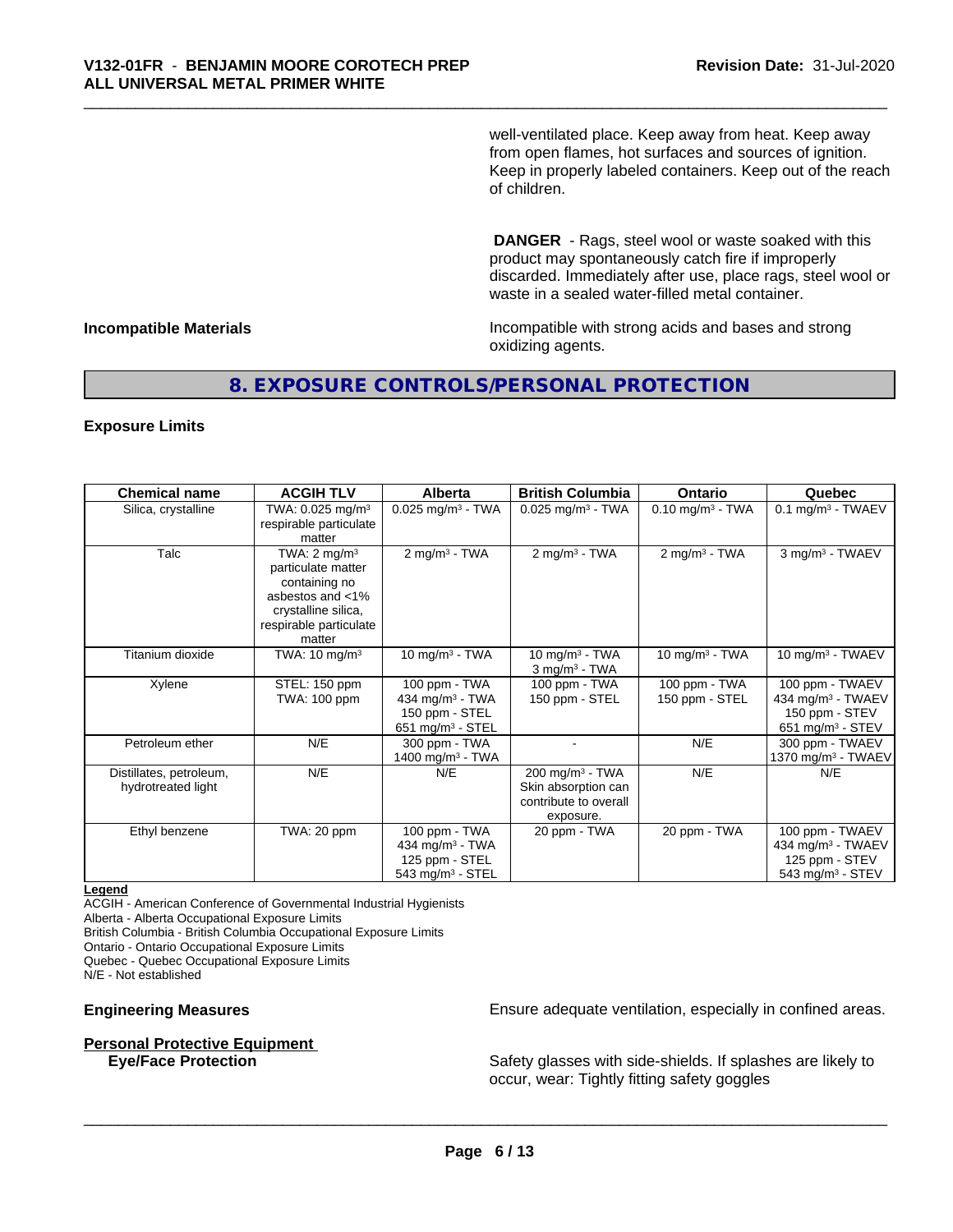well-ventilated place. Keep away from heat. Keep away from open flames, hot surfaces and sources of ignition. Keep in properly labeled containers. Keep out of the reach of children.

**DANGER** - Rags, steel wool or waste soaked with this product may spontaneously catch fire if improperly discarded. Immediately after use, place rags, steel wool or waste in a sealed water-filled metal container.

**Incompatible Materials**

Incompatible with strong acids and bases and strong oxidizing agents.

## 8. EXPOSURE CONTROLS/PERSONAL PROTECTION

**Exposure Limits**

| Chemical name | ACGIH TLV | Alberta | British Columbia | Ontario | Quebec |
|---|---|---|---|---|---|
| Silica, crystalline | TWA: 0.025 mg/m³ respirable particulate matter | 0.025 mg/m³ - TWA | 0.025 mg/m³ - TWA | 0.10 mg/m³ - TWA | 0.1 mg/m³ - TWAEV |
| Talc | TWA: 2 mg/m³ particulate matter containing no asbestos and <1% crystalline silica, respirable particulate matter | 2 mg/m³ - TWA | 2 mg/m³ - TWA | 2 mg/m³ - TWA | 3 mg/m³ - TWAEV |
| Titanium dioxide | TWA: 10 mg/m³ | 10 mg/m³ - TWA | 10 mg/m³ - TWA<br>3 mg/m³ - TWA | 10 mg/m³ - TWA | 10 mg/m³ - TWAEV |
| Xylene | STEL: 150 ppm<br>TWA: 100 ppm | 100 ppm - TWA<br>434 mg/m³ - TWA<br>150 ppm - STEL<br>651 mg/m³ - STEL | 100 ppm - TWA<br>150 ppm - STEL | 100 ppm - TWA<br>150 ppm - STEL | 100 ppm - TWAEV<br>434 mg/m³ - TWAEV<br>150 ppm - STEV<br>651 mg/m³ - STEV |
| Petroleum ether | N/E | 300 ppm - TWA<br>1400 mg/m³ - TWA | - | N/E | 300 ppm - TWAEV<br>1370 mg/m³ - TWAEV |
| Distillates, petroleum, hydrotreated light | N/E | N/E | 200 mg/m³ - TWA<br>Skin absorption can contribute to overall exposure. | N/E | N/E |
| Ethyl benzene | TWA: 20 ppm | 100 ppm - TWA<br>434 mg/m³ - TWA<br>125 ppm - STEL<br>543 mg/m³ - STEL | 20 ppm - TWA | 20 ppm - TWA | 100 ppm - TWAEV<br>434 mg/m³ - TWAEV<br>125 ppm - STEV<br>543 mg/m³ - STEV |

**Legend**

ACGIH - American Conference of Governmental Industrial Hygienists
Alberta - Alberta Occupational Exposure Limits
British Columbia - British Columbia Occupational Exposure Limits
Ontario - Ontario Occupational Exposure Limits
Quebec - Quebec Occupational Exposure Limits
N/E - Not established

**Engineering Measures**

Ensure adequate ventilation, especially in confined areas.

**Personal Protective Equipment**

**Eye/Face Protection**

Safety glasses with side-shields. If splashes are likely to occur, wear: Tightly fitting safety goggles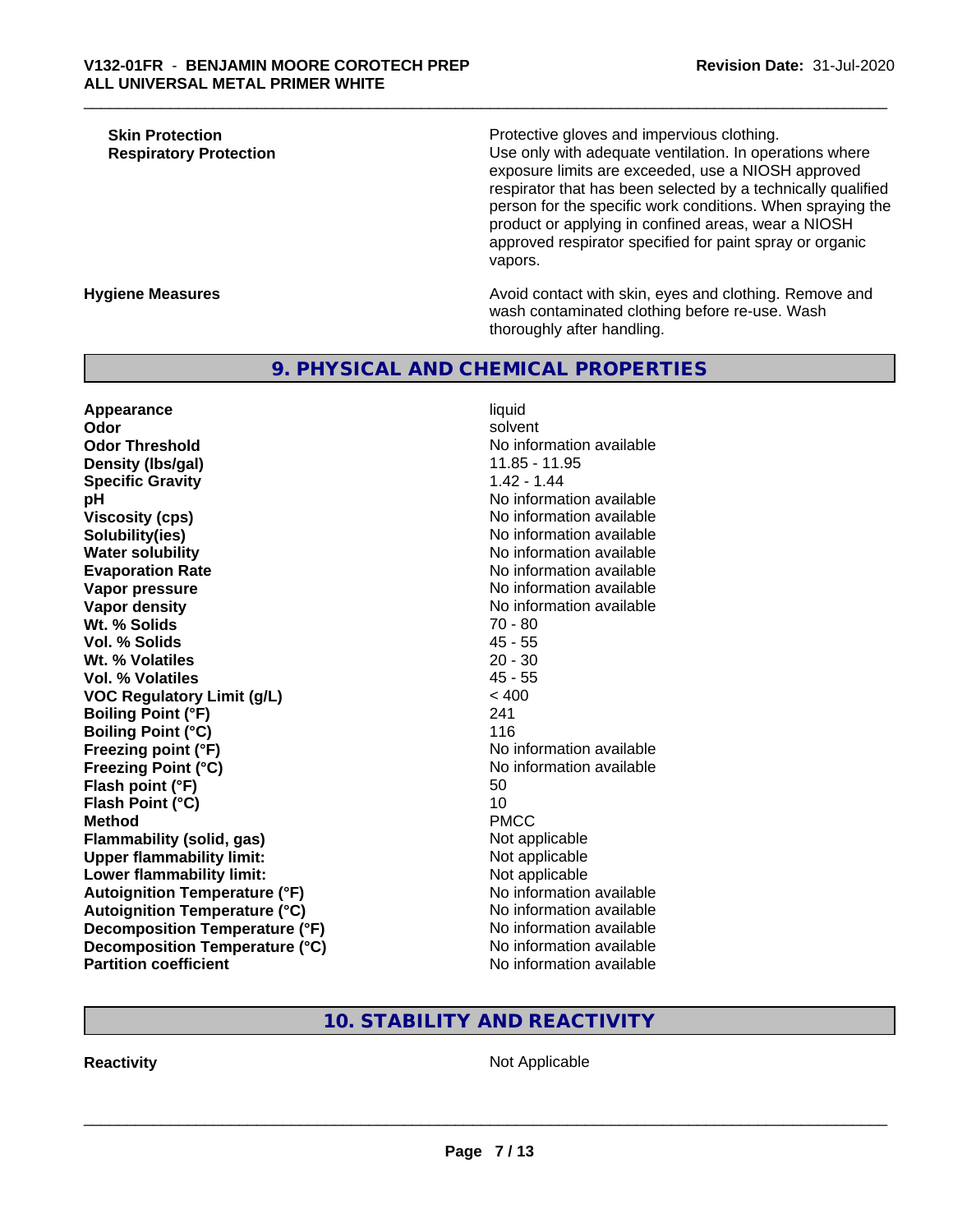| | |
|---|---|
| **Skin Protection** | Protective gloves and impervious clothing. |
| **Respiratory Protection** | Use only with adequate ventilation. In operations where exposure limits are exceeded, use a NIOSH approved respirator that has been selected by a technically qualified person for the specific work conditions. When spraying the product or applying in confined areas, wear a NIOSH approved respirator specified for paint spray or organic vapors. |
| **Hygiene Measures** | Avoid contact with skin, eyes and clothing. Remove and wash contaminated clothing before re-use. Wash thoroughly after handling. |

## 9. PHYSICAL AND CHEMICAL PROPERTIES

| | |
|---|---|
| **Appearance** | liquid |
| **Odor** | solvent |
| **Odor Threshold** | No information available |
| **Density (lbs/gal)** | 11.85 - 11.95 |
| **Specific Gravity** | 1.42 - 1.44 |
| **pH** | No information available |
| **Viscosity (cps)** | No information available |
| **Solubility(ies)** | No information available |
| **Water solubility** | No information available |
| **Evaporation Rate** | No information available |
| **Vapor pressure** | No information available |
| **Vapor density** | No information available |
| **Wt. % Solids** | 70 - 80 |
| **Vol. % Solids** | 45 - 55 |
| **Wt. % Volatiles** | 20 - 30 |
| **Vol. % Volatiles** | 45 - 55 |
| **VOC Regulatory Limit (g/L)** | < 400 |
| **Boiling Point (°F)** | 241 |
| **Boiling Point (°C)** | 116 |
| **Freezing point (°F)** | No information available |
| **Freezing Point (°C)** | No information available |
| **Flash point (°F)** | 50 |
| **Flash Point (°C)** | 10 |
| **Method** | PMCC |
| **Flammability (solid, gas)** | Not applicable |
| **Upper flammability limit:** | Not applicable |
| **Lower flammability limit:** | Not applicable |
| **Autoignition Temperature (°F)** | No information available |
| **Autoignition Temperature (°C)** | No information available |
| **Decomposition Temperature (°F)** | No information available |
| **Decomposition Temperature (°C)** | No information available |
| **Partition coefficient** | No information available |

## 10. STABILITY AND REACTIVITY

| | |
|---|---|
| **Reactivity** | Not Applicable |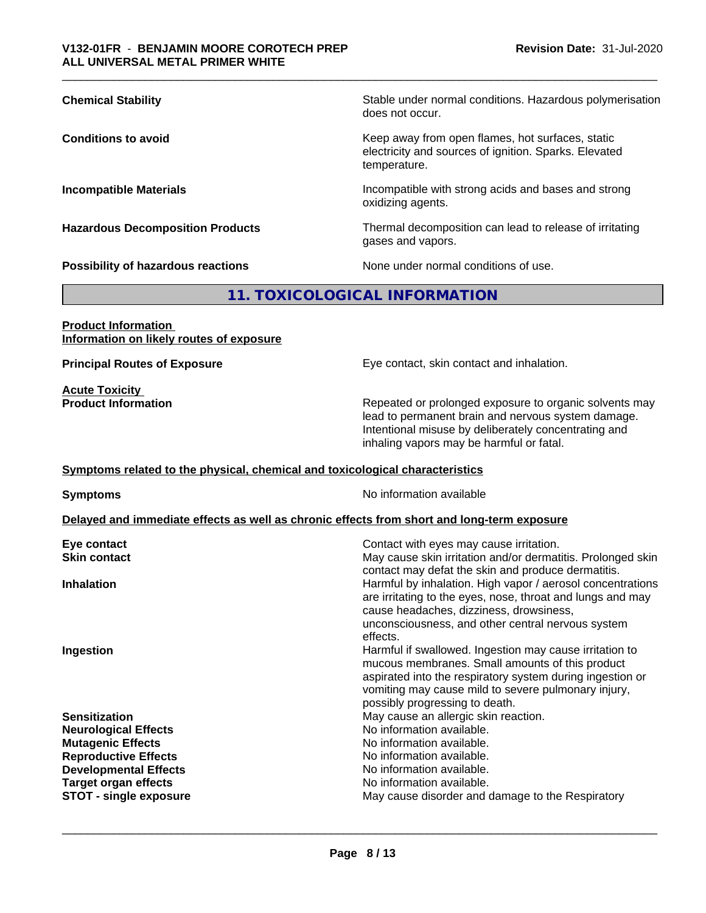| | |
|---|---|
| **Chemical Stability** | Stable under normal conditions. Hazardous polymerisation does not occur. |
| **Conditions to avoid** | Keep away from open flames, hot surfaces, static electricity and sources of ignition. Sparks. Elevated temperature. |
| **Incompatible Materials** | Incompatible with strong acids and bases and strong oxidizing agents. |
| **Hazardous Decomposition Products** | Thermal decomposition can lead to release of irritating gases and vapors. |
| **Possibility of hazardous reactions** | None under normal conditions of use. |

## 11. TOXICOLOGICAL INFORMATION

**Product Information**
**Information on likely routes of exposure**

| | |
|---|---|
| **Principal Routes of Exposure** | Eye contact, skin contact and inhalation. |

**Acute Toxicity**

| | |
|---|---|
| **Product Information** | Repeated or prolonged exposure to organic solvents may lead to permanent brain and nervous system damage. Intentional misuse by deliberately concentrating and inhaling vapors may be harmful or fatal. |

**Symptoms related to the physical, chemical and toxicological characteristics**

| | |
|---|---|
| **Symptoms** | No information available |

**Delayed and immediate effects as well as chronic effects from short and long-term exposure**

| | |
|---|---|
| **Eye contact** | Contact with eyes may cause irritation. |
| **Skin contact** | May cause skin irritation and/or dermatitis. Prolonged skin contact may defat the skin and produce dermatitis. |
| **Inhalation** | Harmful by inhalation. High vapor / aerosol concentrations are irritating to the eyes, nose, throat and lungs and may cause headaches, dizziness, drowsiness, unconsciousness, and other central nervous system effects. |
| **Ingestion** | Harmful if swallowed. Ingestion may cause irritation to mucous membranes. Small amounts of this product aspirated into the respiratory system during ingestion or vomiting may cause mild to severe pulmonary injury, possibly progressing to death. |
| **Sensitization** | May cause an allergic skin reaction. |
| **Neurological Effects** | No information available. |
| **Mutagenic Effects** | No information available. |
| **Reproductive Effects** | No information available. |
| **Developmental Effects** | No information available. |
| **Target organ effects** | No information available. |
| **STOT - single exposure** | May cause disorder and damage to the Respiratory |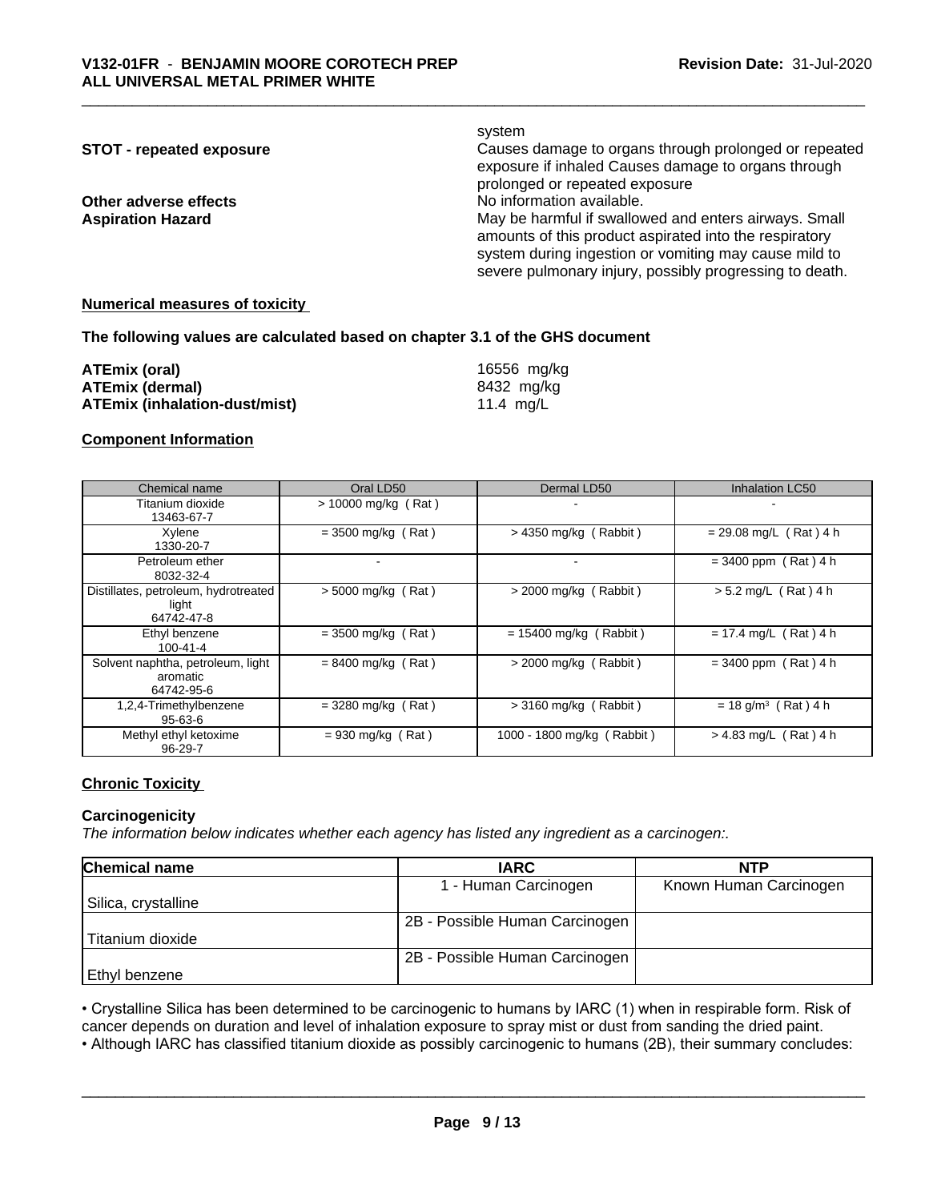| | |
|---|---|
| | system |
| **STOT - repeated exposure** | Causes damage to organs through prolonged or repeated exposure if inhaled Causes damage to organs through prolonged or repeated exposure |
| **Other adverse effects** | No information available. |
| **Aspiration Hazard** | May be harmful if swallowed and enters airways. Small amounts of this product aspirated into the respiratory system during ingestion or vomiting may cause mild to severe pulmonary injury, possibly progressing to death. |

**Numerical measures of toxicity**

**The following values are calculated based on chapter 3.1 of the GHS document**

| | |
|---|---|
| **ATEmix (oral)** | 16556 mg/kg |
| **ATEmix (dermal)** | 8432 mg/kg |
| **ATEmix (inhalation-dust/mist)** | 11.4 mg/L |

**Component Information**

| Chemical name | Oral LD50 | Dermal LD50 | Inhalation LC50 |
|---|---|---|---|
| Titanium dioxide<br>13463-67-7 | > 10000 mg/kg ( Rat ) | - | - |
| Xylene<br>1330-20-7 | = 3500 mg/kg ( Rat ) | > 4350 mg/kg ( Rabbit ) | = 29.08 mg/L ( Rat ) 4 h |
| Petroleum ether<br>8032-32-4 | - | - | = 3400 ppm ( Rat ) 4 h |
| Distillates, petroleum, hydrotreated light<br>64742-47-8 | > 5000 mg/kg ( Rat ) | > 2000 mg/kg ( Rabbit ) | > 5.2 mg/L ( Rat ) 4 h |
| Ethyl benzene<br>100-41-4 | = 3500 mg/kg ( Rat ) | = 15400 mg/kg ( Rabbit ) | = 17.4 mg/L ( Rat ) 4 h |
| Solvent naphtha, petroleum, light aromatic<br>64742-95-6 | = 8400 mg/kg ( Rat ) | > 2000 mg/kg ( Rabbit ) | = 3400 ppm ( Rat ) 4 h |
| 1,2,4-Trimethylbenzene<br>95-63-6 | = 3280 mg/kg ( Rat ) | > 3160 mg/kg ( Rabbit ) | = 18 g/m³ ( Rat ) 4 h |
| Methyl ethyl ketoxime<br>96-29-7 | = 930 mg/kg ( Rat ) | 1000 - 1800 mg/kg ( Rabbit ) | > 4.83 mg/L ( Rat ) 4 h |

**Chronic Toxicity**

**Carcinogenicity**

*The information below indicates whether each agency has listed any ingredient as a carcinogen:.*

| Chemical name | IARC | NTP |
|---|---|---|
| Silica, crystalline | 1 - Human Carcinogen | Known Human Carcinogen |
| Titanium dioxide | 2B - Possible Human Carcinogen | |
| Ethyl benzene | 2B - Possible Human Carcinogen | |

• Crystalline Silica has been determined to be carcinogenic to humans by IARC (1) when in respirable form. Risk of cancer depends on duration and level of inhalation exposure to spray mist or dust from sanding the dried paint.

• Although IARC has classified titanium dioxide as possibly carcinogenic to humans (2B), their summary concludes: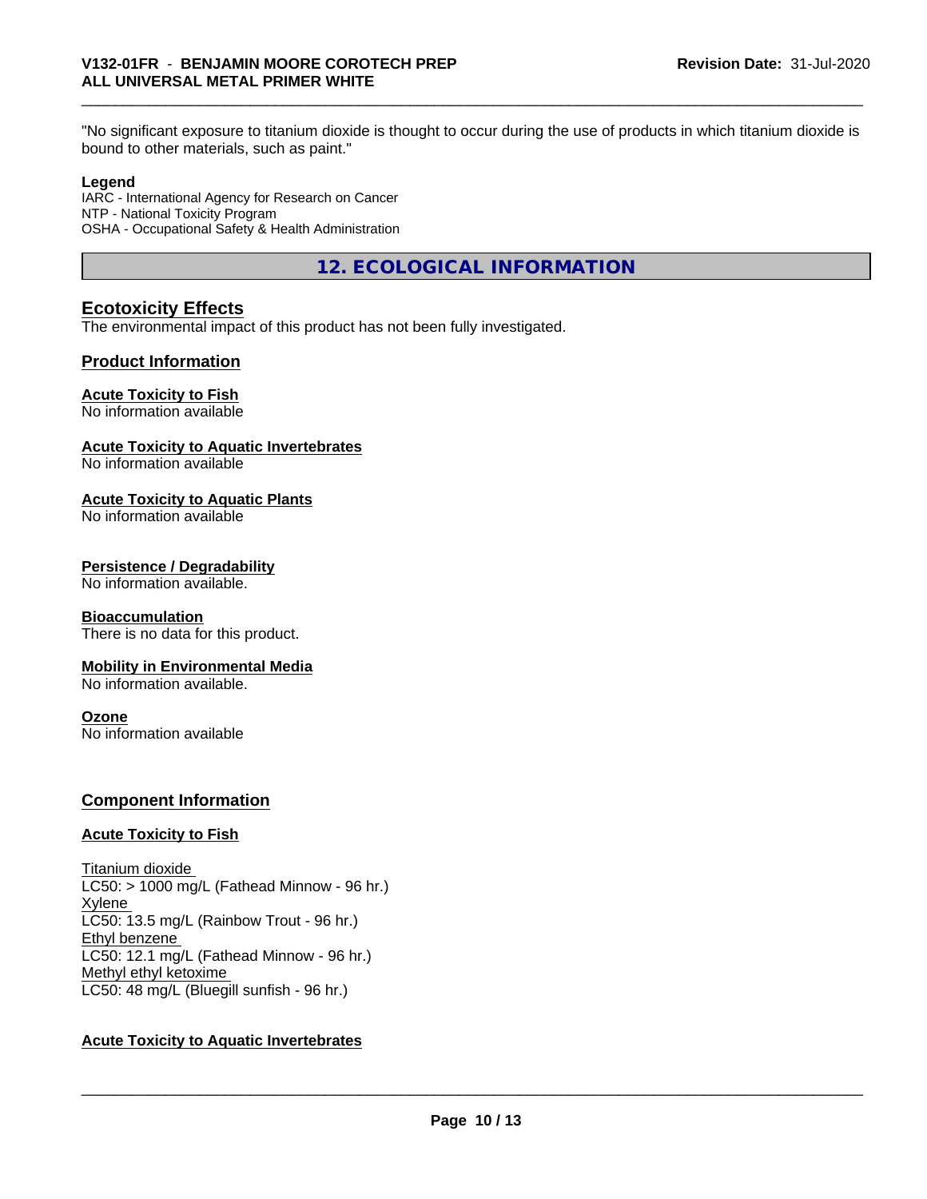"No significant exposure to titanium dioxide is thought to occur during the use of products in which titanium dioxide is bound to other materials, such as paint."

**Legend**

IARC - International Agency for Research on Cancer
NTP - National Toxicity Program
OSHA - Occupational Safety & Health Administration

## 12. ECOLOGICAL INFORMATION

### Ecotoxicity Effects

The environmental impact of this product has not been fully investigated.

### Product Information

**Acute Toxicity to Fish**
No information available

**Acute Toxicity to Aquatic Invertebrates**
No information available

**Acute Toxicity to Aquatic Plants**
No information available

**Persistence / Degradability**
No information available.

**Bioaccumulation**
There is no data for this product.

**Mobility in Environmental Media**
No information available.

**Ozone**
No information available

### Component Information

**Acute Toxicity to Fish**

Titanium dioxide
LC50: > 1000 mg/L (Fathead Minnow - 96 hr.)
Xylene
LC50: 13.5 mg/L (Rainbow Trout - 96 hr.)
Ethyl benzene
LC50: 12.1 mg/L (Fathead Minnow - 96 hr.)
Methyl ethyl ketoxime
LC50: 48 mg/L (Bluegill sunfish - 96 hr.)

**Acute Toxicity to Aquatic Invertebrates**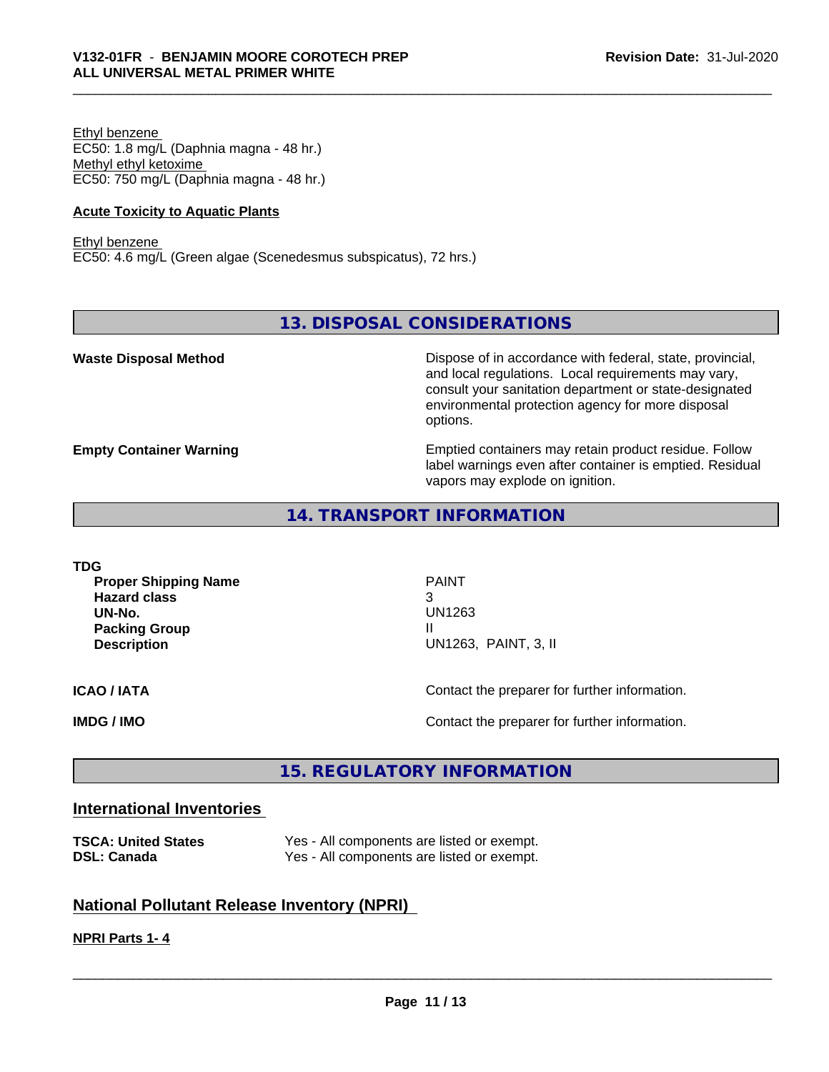Ethyl benzene
EC50: 1.8 mg/L (Daphnia magna - 48 hr.)
Methyl ethyl ketoxime
EC50: 750 mg/L (Daphnia magna - 48 hr.)

**Acute Toxicity to Aquatic Plants**

Ethyl benzene
EC50: 4.6 mg/L (Green algae (Scenedesmus subspicatus), 72 hrs.)

## 13. DISPOSAL CONSIDERATIONS

| | |
|---|---|
| **Waste Disposal Method** | Dispose of in accordance with federal, state, provincial, and local regulations. Local requirements may vary, consult your sanitation department or state-designated environmental protection agency for more disposal options. |
| **Empty Container Warning** | Emptied containers may retain product residue. Follow label warnings even after container is emptied. Residual vapors may explode on ignition. |

## 14. TRANSPORT INFORMATION

**TDG**

| | |
|---|---|
| **Proper Shipping Name** | PAINT |
| **Hazard class** | 3 |
| **UN-No.** | UN1263 |
| **Packing Group** | II |
| **Description** | UN1263, PAINT, 3, II |

| | |
|---|---|
| **ICAO / IATA** | Contact the preparer for further information. |
| **IMDG / IMO** | Contact the preparer for further information. |

## 15. REGULATORY INFORMATION

### International Inventories

| | |
|---|---|
| **TSCA: United States** | Yes - All components are listed or exempt. |
| **DSL: Canada** | Yes - All components are listed or exempt. |

### National Pollutant Release Inventory (NPRI)

**NPRI Parts 1- 4**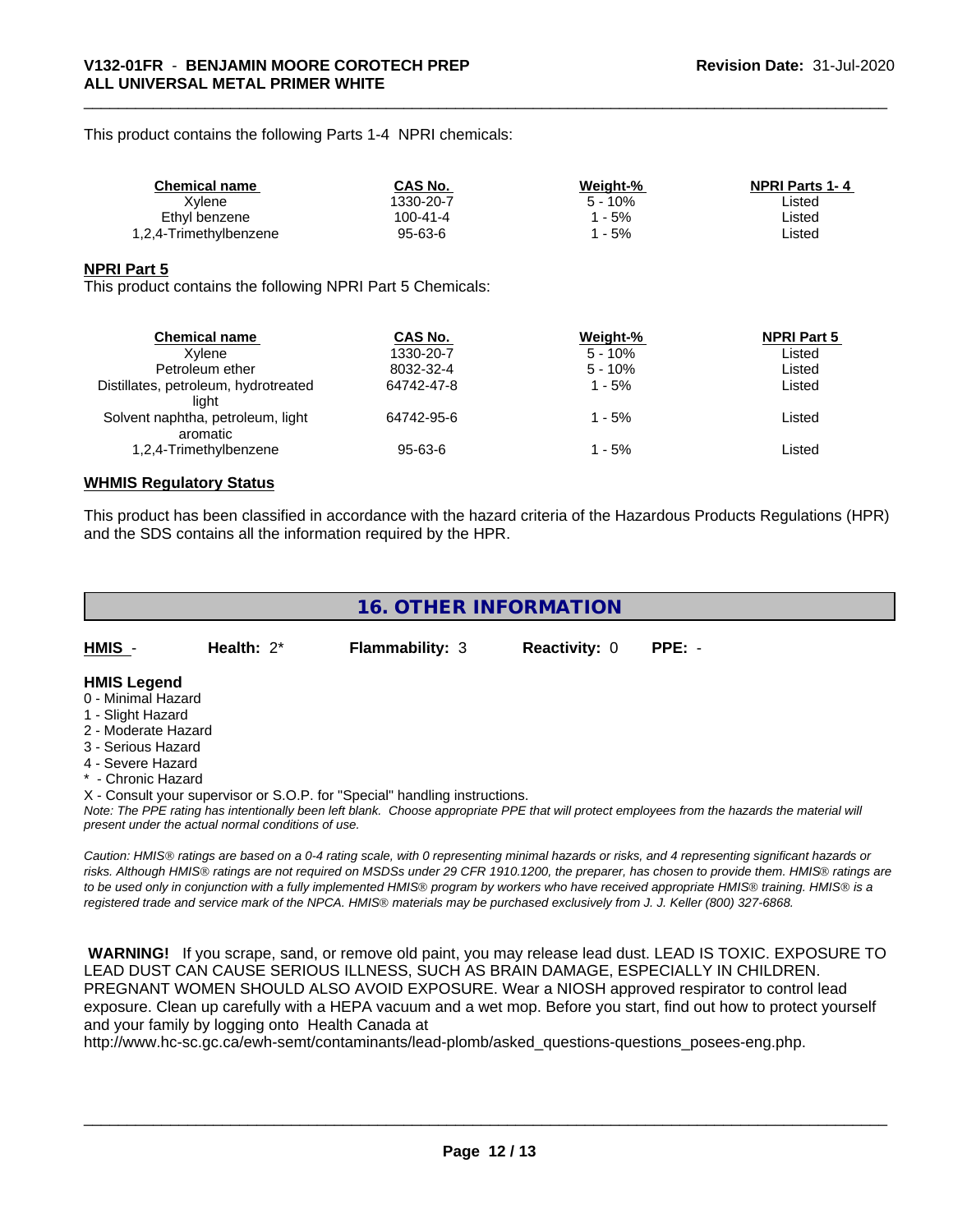This product contains the following Parts 1-4 NPRI chemicals:

| Chemical name | CAS No. | Weight-% | NPRI Parts 1- 4 |
|---|---|---|---|
| Xylene | 1330-20-7 | 5 - 10% | Listed |
| Ethyl benzene | 100-41-4 | 1 - 5% | Listed |
| 1,2,4-Trimethylbenzene | 95-63-6 | 1 - 5% | Listed |

**NPRI Part 5**

This product contains the following NPRI Part 5 Chemicals:

| Chemical name | CAS No. | Weight-% | NPRI Part 5 |
|---|---|---|---|
| Xylene | 1330-20-7 | 5 - 10% | Listed |
| Petroleum ether | 8032-32-4 | 5 - 10% | Listed |
| Distillates, petroleum, hydrotreated light | 64742-47-8 | 1 - 5% | Listed |
| Solvent naphtha, petroleum, light aromatic | 64742-95-6 | 1 - 5% | Listed |
| 1,2,4-Trimethylbenzene | 95-63-6 | 1 - 5% | Listed |

**WHMIS Regulatory Status**

This product has been classified in accordance with the hazard criteria of the Hazardous Products Regulations (HPR) and the SDS contains all the information required by the HPR.

## 16. OTHER INFORMATION

**HMIS** - **Health:** 2* **Flammability:** 3 **Reactivity:** 0 **PPE:** -

**HMIS Legend**
0 - Minimal Hazard
1 - Slight Hazard
2 - Moderate Hazard
3 - Serious Hazard
4 - Severe Hazard
* - Chronic Hazard
X - Consult your supervisor or S.O.P. for "Special" handling instructions.

*Note: The PPE rating has intentionally been left blank. Choose appropriate PPE that will protect employees from the hazards the material will present under the actual normal conditions of use.*

*Caution: HMIS® ratings are based on a 0-4 rating scale, with 0 representing minimal hazards or risks, and 4 representing significant hazards or risks. Although HMIS® ratings are not required on MSDSs under 29 CFR 1910.1200, the preparer, has chosen to provide them. HMIS® ratings are to be used only in conjunction with a fully implemented HMIS® program by workers who have received appropriate HMIS® training. HMIS® is a registered trade and service mark of the NPCA. HMIS® materials may be purchased exclusively from J. J. Keller (800) 327-6868.*

**WARNING!** If you scrape, sand, or remove old paint, you may release lead dust. LEAD IS TOXIC. EXPOSURE TO LEAD DUST CAN CAUSE SERIOUS ILLNESS, SUCH AS BRAIN DAMAGE, ESPECIALLY IN CHILDREN. PREGNANT WOMEN SHOULD ALSO AVOID EXPOSURE. Wear a NIOSH approved respirator to control lead exposure. Clean up carefully with a HEPA vacuum and a wet mop. Before you start, find out how to protect yourself and your family by logging onto Health Canada at http://www.hc-sc.gc.ca/ewh-semt/contaminants/lead-plomb/asked_questions-questions_posees-eng.php.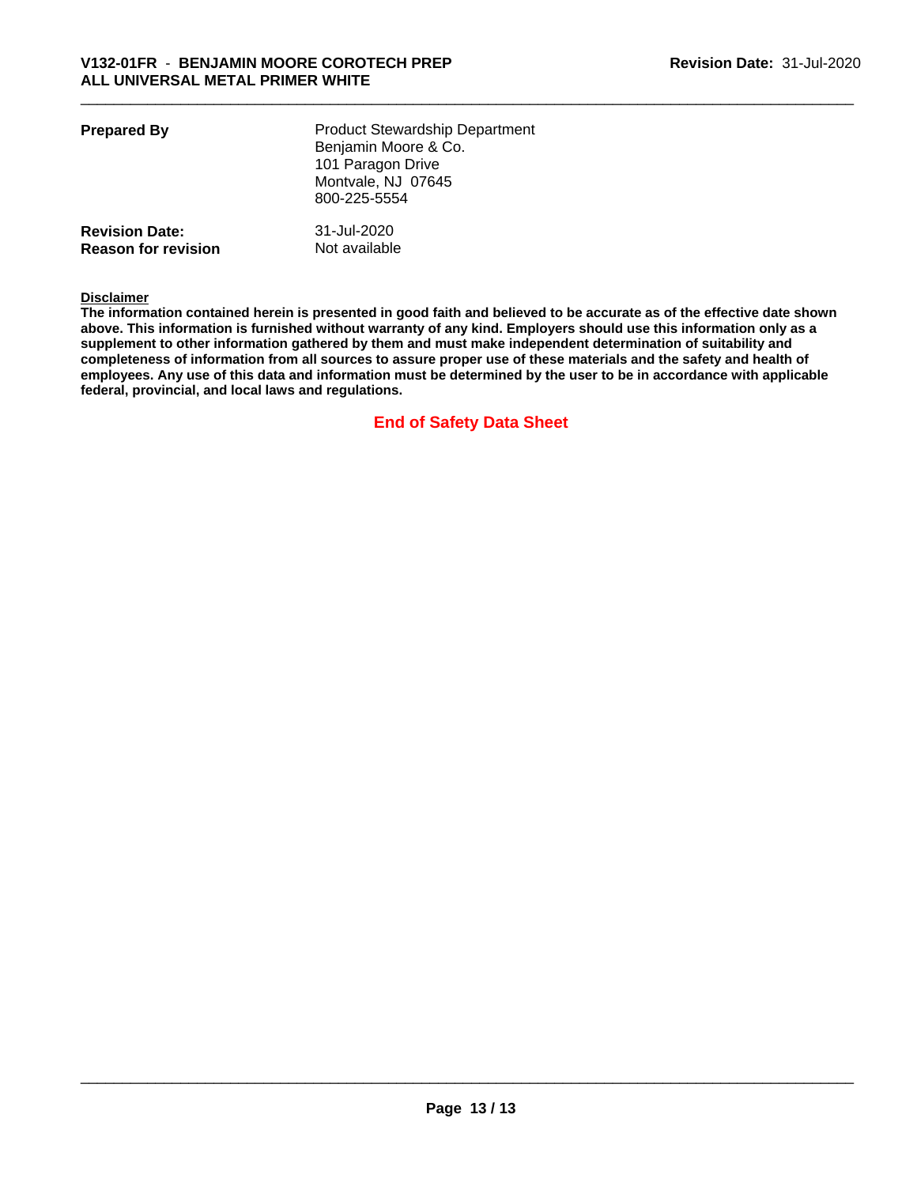| | |
|---|---|
| **Prepared By** | Product Stewardship Department<br>Benjamin Moore & Co.<br>101 Paragon Drive<br>Montvale, NJ 07645<br>800-225-5554 |
| **Revision Date:** | 31-Jul-2020 |
| **Reason for revision** | Not available |

**Disclaimer**

**The information contained herein is presented in good faith and believed to be accurate as of the effective date shown above. This information is furnished without warranty of any kind. Employers should use this information only as a supplement to other information gathered by them and must make independent determination of suitability and completeness of information from all sources to assure proper use of these materials and the safety and health of employees. Any use of this data and information must be determined by the user to be in accordance with applicable federal, provincial, and local laws and regulations.**

**End of Safety Data Sheet**